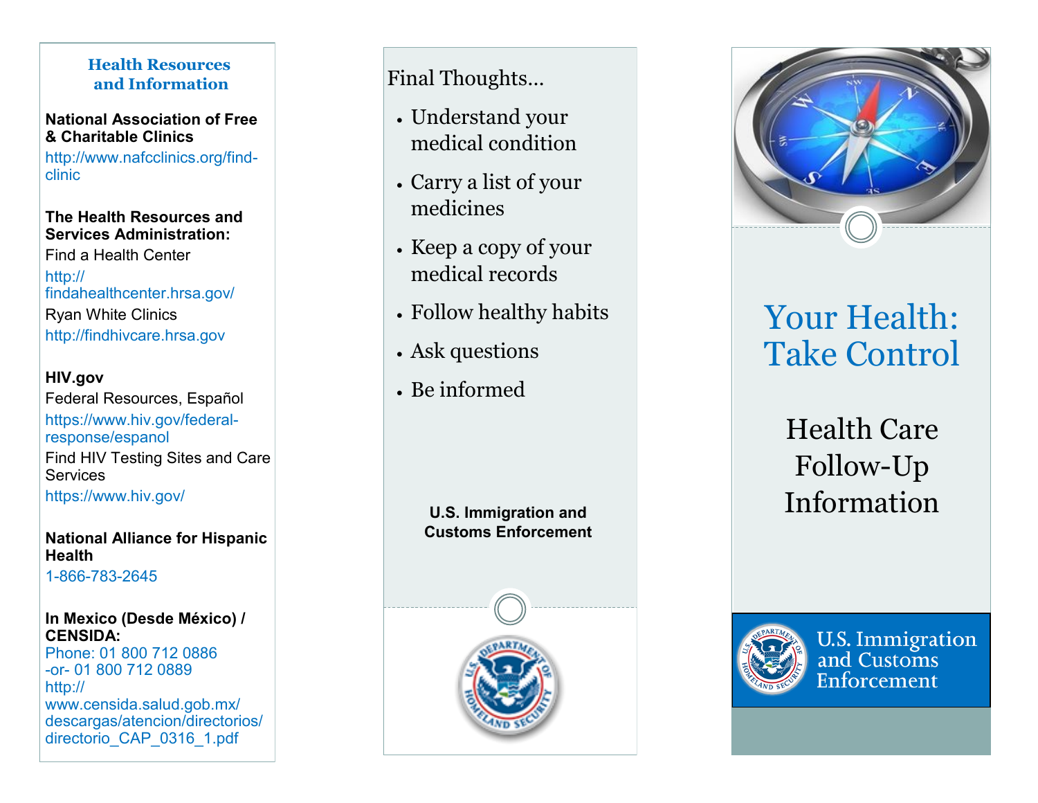## Health Resources and Information

**National Association of Free & Charitable Clinics**
http://www.nafcclinics.org/find-clinic

**The Health Resources and Services Administration:**
Find a Health Center
http://findahealthcenter.hrsa.gov/
Ryan White Clinics
http://findhivcare.hrsa.gov

**HIV.gov**
Federal Resources, Español
https://www.hiv.gov/federal-response/espanol
Find HIV Testing Sites and Care Services
https://www.hiv.gov/

**National Alliance for Hispanic Health**
1-866-783-2645

**In Mexico (Desde México) / CENSIDA:**
Phone: 01 800 712 0886
-or- 01 800 712 0889
http://www.censida.salud.gob.mx/descargas/atencion/directorios/directorio_CAP_0316_1.pdf

## Final Thoughts...

- Understand your medical condition
- Carry a list of your medicines
- Keep a copy of your medical records
- Follow healthy habits
- Ask questions
- Be informed

**U.S. Immigration and Customs Enforcement**

# Your Health: Take Control

## Health Care Follow-Up Information

U.S. Immigration and Customs Enforcement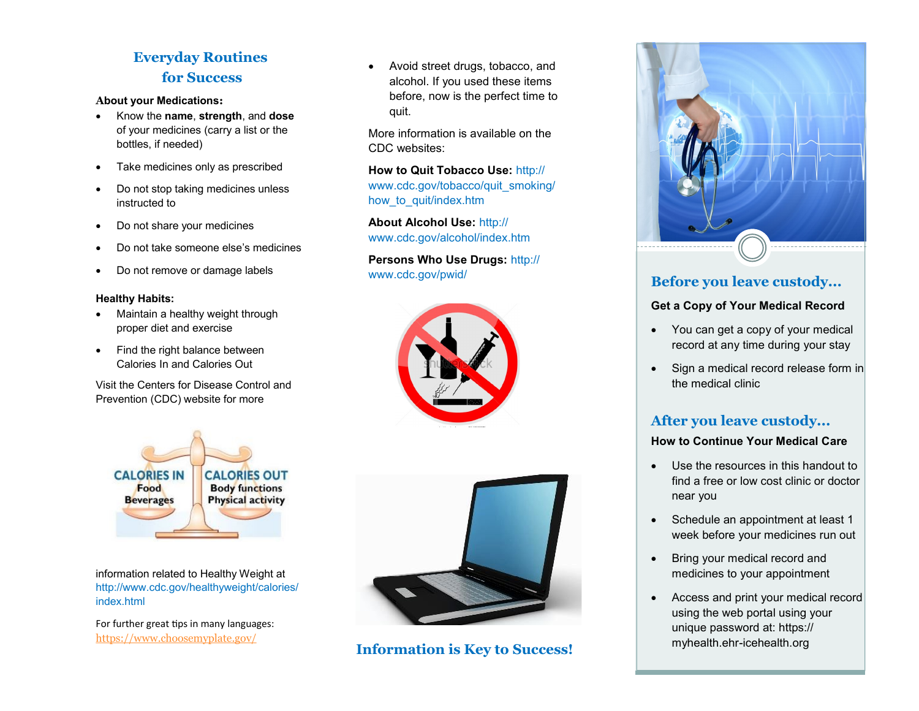## Everyday Routines for Success

**About your Medications:**

- Know the **name**, **strength**, and **dose** of your medicines (carry a list or the bottles, if needed)
- Take medicines only as prescribed
- Do not stop taking medicines unless instructed to
- Do not share your medicines
- Do not take someone else's medicines
- Do not remove or damage labels

**Healthy Habits:**

- Maintain a healthy weight through proper diet and exercise
- Find the right balance between Calories In and Calories Out

Visit the Centers for Disease Control and Prevention (CDC) website for more

CALORIES IN
Food
Beverages

CALORIES OUT
Body functions
Physical activity

information related to Healthy Weight at http://www.cdc.gov/healthyweight/calories/index.html

For further great tips in many languages: https://www.choosemyplate.gov/

- Avoid street drugs, tobacco, and alcohol. If you used these items before, now is the perfect time to quit.

More information is available on the CDC websites:

**How to Quit Tobacco Use:** http://www.cdc.gov/tobacco/quit_smoking/how_to_quit/index.htm

**About Alcohol Use:** http://www.cdc.gov/alcohol/index.htm

**Persons Who Use Drugs:** http://www.cdc.gov/pwid/

## Information is Key to Success!

## Before you leave custody…

**Get a Copy of Your Medical Record**

- You can get a copy of your medical record at any time during your stay
- Sign a medical record release form in the medical clinic

## After you leave custody…

**How to Continue Your Medical Care**

- Use the resources in this handout to find a free or low cost clinic or doctor near you
- Schedule an appointment at least 1 week before your medicines run out
- Bring your medical record and medicines to your appointment
- Access and print your medical record using the web portal using your unique password at: https://myhealth.ehr-icehealth.org